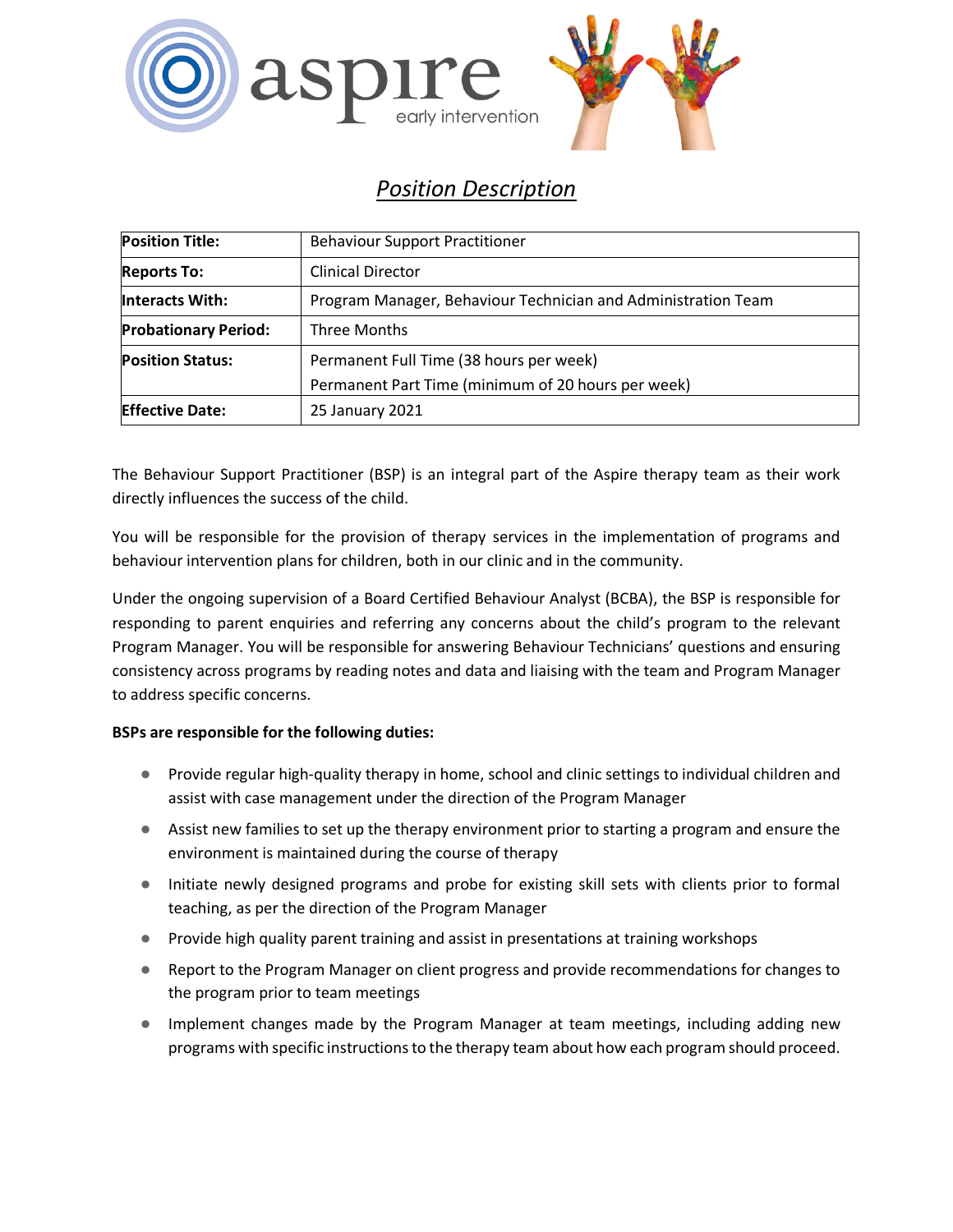# Position Description

| Position Title: | Behaviour Support Practitioner |
|---|---|
| Reports To: | Clinical Director |
| Interacts With: | Program Manager, Behaviour Technician and Administration Team |
| Probationary Period: | Three Months |
| Position Status: | Permanent Full Time (38 hours per week)<br>Permanent Part Time (minimum of 20 hours per week) |
| Effective Date: | 25 January 2021 |

The Behaviour Support Practitioner (BSP) is an integral part of the Aspire therapy team as their work directly influences the success of the child.

You will be responsible for the provision of therapy services in the implementation of programs and behaviour intervention plans for children, both in our clinic and in the community.

Under the ongoing supervision of a Board Certified Behaviour Analyst (BCBA), the BSP is responsible for responding to parent enquiries and referring any concerns about the child's program to the relevant Program Manager. You will be responsible for answering Behaviour Technicians' questions and ensuring consistency across programs by reading notes and data and liaising with the team and Program Manager to address specific concerns.

**BSPs are responsible for the following duties:**

- Provide regular high-quality therapy in home, school and clinic settings to individual children and assist with case management under the direction of the Program Manager
- Assist new families to set up the therapy environment prior to starting a program and ensure the environment is maintained during the course of therapy
- Initiate newly designed programs and probe for existing skill sets with clients prior to formal teaching, as per the direction of the Program Manager
- Provide high quality parent training and assist in presentations at training workshops
- Report to the Program Manager on client progress and provide recommendations for changes to the program prior to team meetings
- Implement changes made by the Program Manager at team meetings, including adding new programs with specific instructions to the therapy team about how each program should proceed.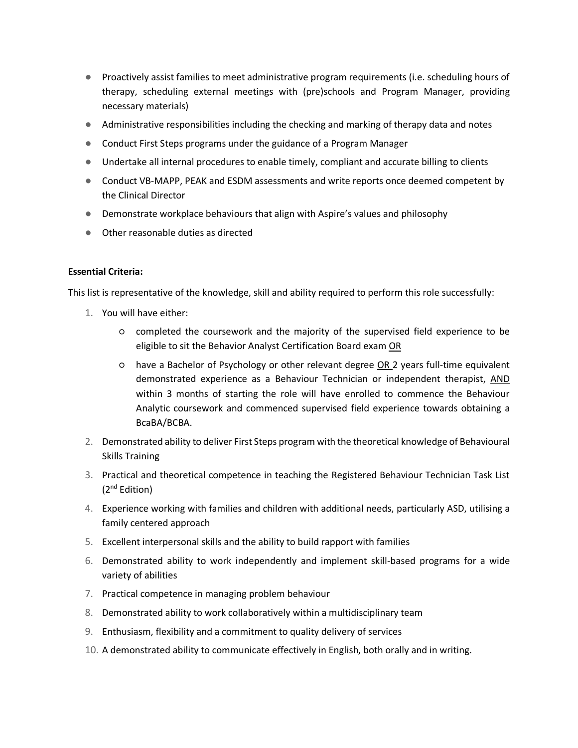- Proactively assist families to meet administrative program requirements (i.e. scheduling hours of therapy, scheduling external meetings with (pre)schools and Program Manager, providing necessary materials)
- Administrative responsibilities including the checking and marking of therapy data and notes
- Conduct First Steps programs under the guidance of a Program Manager
- Undertake all internal procedures to enable timely, compliant and accurate billing to clients
- Conduct VB-MAPP, PEAK and ESDM assessments and write reports once deemed competent by the Clinical Director
- Demonstrate workplace behaviours that align with Aspire's values and philosophy
- Other reasonable duties as directed

**Essential Criteria:**

This list is representative of the knowledge, skill and ability required to perform this role successfully:

1. You will have either:
   - completed the coursework and the majority of the supervised field experience to be eligible to sit the Behavior Analyst Certification Board exam <u>OR</u>
   - have a Bachelor of Psychology or other relevant degree <u>OR</u> 2 years full-time equivalent demonstrated experience as a Behaviour Technician or independent therapist, <u>AND</u> within 3 months of starting the role will have enrolled to commence the Behaviour Analytic coursework and commenced supervised field experience towards obtaining a BcaBA/BCBA.
2. Demonstrated ability to deliver First Steps program with the theoretical knowledge of Behavioural Skills Training
3. Practical and theoretical competence in teaching the Registered Behaviour Technician Task List (2nd Edition)
4. Experience working with families and children with additional needs, particularly ASD, utilising a family centered approach
5. Excellent interpersonal skills and the ability to build rapport with families
6. Demonstrated ability to work independently and implement skill-based programs for a wide variety of abilities
7. Practical competence in managing problem behaviour
8. Demonstrated ability to work collaboratively within a multidisciplinary team
9. Enthusiasm, flexibility and a commitment to quality delivery of services
10. A demonstrated ability to communicate effectively in English, both orally and in writing.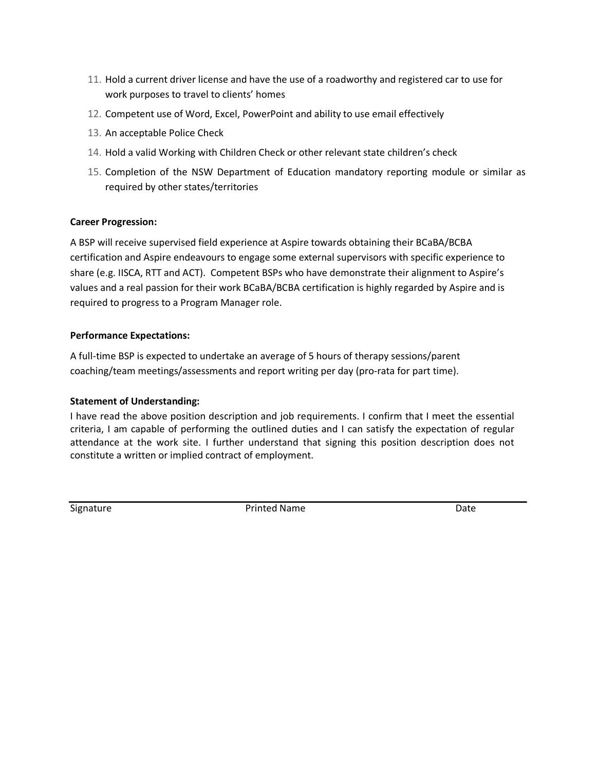11. Hold a current driver license and have the use of a roadworthy and registered car to use for work purposes to travel to clients' homes
12. Competent use of Word, Excel, PowerPoint and ability to use email effectively
13. An acceptable Police Check
14. Hold a valid Working with Children Check or other relevant state children's check
15. Completion of the NSW Department of Education mandatory reporting module or similar as required by other states/territories

**Career Progression:**

A BSP will receive supervised field experience at Aspire towards obtaining their BCaBA/BCBA certification and Aspire endeavours to engage some external supervisors with specific experience to share (e.g. IISCA, RTT and ACT). Competent BSPs who have demonstrate their alignment to Aspire's values and a real passion for their work BCaBA/BCBA certification is highly regarded by Aspire and is required to progress to a Program Manager role.

**Performance Expectations:**

A full-time BSP is expected to undertake an average of 5 hours of therapy sessions/parent coaching/team meetings/assessments and report writing per day (pro-rata for part time).

**Statement of Understanding:**

I have read the above position description and job requirements. I confirm that I meet the essential criteria, I am capable of performing the outlined duties and I can satisfy the expectation of regular attendance at the work site. I further understand that signing this position description does not constitute a written or implied contract of employment.

Signature                Printed Name                Date